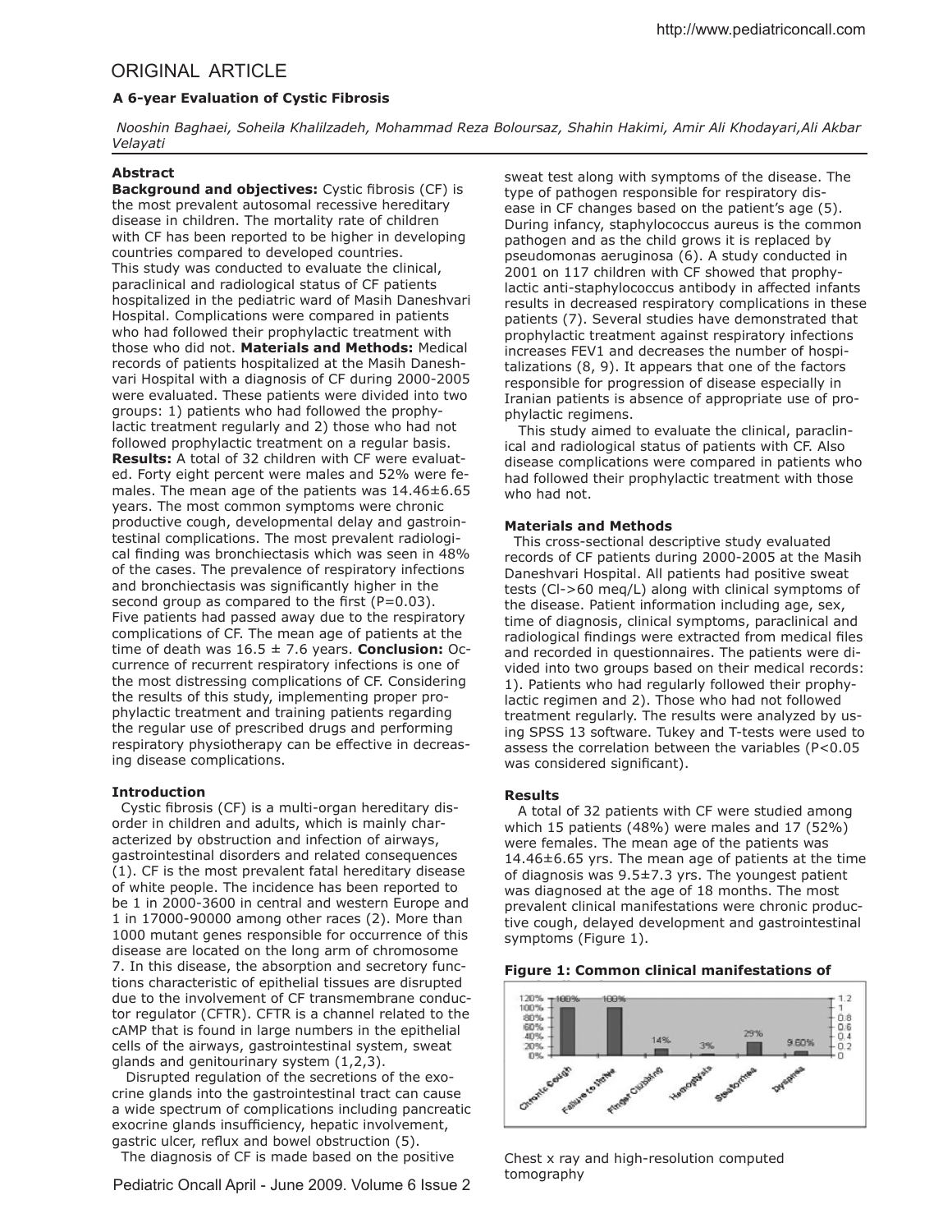## ORIGINAL ARTICLE

### A 6-year Evaluation of Cystic Fibrosis

*Nooshin Baghaei, Soheila Khalilzadeh, Mohammad Reza Boloursaz, Shahin Hakimi, Amir Ali Khodayari, Ali Akbar Velayati*

### Abstract

**Background and objectives:** Cystic fibrosis (CF) is the most prevalent autosomal recessive hereditary disease in children. The mortality rate of children with CF has been reported to be higher in developing countries compared to developed countries. This study was conducted to evaluate the clinical, paraclinical and radiological status of CF patients hospitalized in the pediatric ward of Masih Daneshvari Hospital. Complications were compared in patients who had followed their prophylactic treatment with those who did not. **Materials and Methods:** Medical records of patients hospitalized at the Masih Daneshvari Hospital with a diagnosis of CF during 2000-2005 were evaluated. These patients were divided into two groups: 1) patients who had followed the prophylactic treatment regularly and 2) those who had not followed prophylactic treatment on a regular basis. **Results:** A total of 32 children with CF were evaluated. Forty eight percent were males and 52% were females. The mean age of the patients was 14.46±6.65 years. The most common symptoms were chronic productive cough, developmental delay and gastrointestinal complications. The most prevalent radiological finding was bronchiectasis which was seen in 48% of the cases. The prevalence of respiratory infections and bronchiectasis was significantly higher in the second group as compared to the first (P=0.03). Five patients had passed away due to the respiratory complications of CF. The mean age of patients at the time of death was 16.5 ± 7.6 years. **Conclusion:** Occurrence of recurrent respiratory infections is one of the most distressing complications of CF. Considering the results of this study, implementing proper prophylactic treatment and training patients regarding the regular use of prescribed drugs and performing respiratory physiotherapy can be effective in decreasing disease complications.

### Introduction

Cystic fibrosis (CF) is a multi-organ hereditary disorder in children and adults, which is mainly characterized by obstruction and infection of airways, gastrointestinal disorders and related consequences (1). CF is the most prevalent fatal hereditary disease of white people. The incidence has been reported to be 1 in 2000-3600 in central and western Europe and 1 in 17000-90000 among other races (2). More than 1000 mutant genes responsible for occurrence of this disease are located on the long arm of chromosome 7. In this disease, the absorption and secretory functions characteristic of epithelial tissues are disrupted due to the involvement of CF transmembrane conductor regulator (CFTR). CFTR is a channel related to the cAMP that is found in large numbers in the epithelial cells of the airways, gastrointestinal system, sweat glands and genitourinary system (1,2,3).

Disrupted regulation of the secretions of the exocrine glands into the gastrointestinal tract can cause a wide spectrum of complications including pancreatic exocrine glands insufficiency, hepatic involvement, gastric ulcer, reflux and bowel obstruction (5).

The diagnosis of CF is made based on the positive sweat test along with symptoms of the disease. The type of pathogen responsible for respiratory disease in CF changes based on the patient's age (5). During infancy, staphylococcus aureus is the common pathogen and as the child grows it is replaced by pseudomonas aeruginosa (6). A study conducted in 2001 on 117 children with CF showed that prophylactic anti-staphylococcus antibody in affected infants results in decreased respiratory complications in these patients (7). Several studies have demonstrated that prophylactic treatment against respiratory infections increases FEV1 and decreases the number of hospitalizations (8, 9). It appears that one of the factors responsible for progression of disease especially in Iranian patients is absence of appropriate use of prophylactic regimens.

This study aimed to evaluate the clinical, paraclinical and radiological status of patients with CF. Also disease complications were compared in patients who had followed their prophylactic treatment with those who had not.

### Materials and Methods

This cross-sectional descriptive study evaluated records of CF patients during 2000-2005 at the Masih Daneshvari Hospital. All patients had positive sweat tests (Cl->60 meq/L) along with clinical symptoms of the disease. Patient information including age, sex, time of diagnosis, clinical symptoms, paraclinical and radiological findings were extracted from medical files and recorded in questionnaires. The patients were divided into two groups based on their medical records: 1). Patients who had regularly followed their prophylactic regimen and 2). Those who had not followed treatment regularly. The results were analyzed by using SPSS 13 software. Tukey and T-tests were used to assess the correlation between the variables (P<0.05 was considered significant).

### Results

A total of 32 patients with CF were studied among which 15 patients (48%) were males and 17 (52%) were females. The mean age of the patients was 14.46±6.65 yrs. The mean age of patients at the time of diagnosis was 9.5±7.3 yrs. The youngest patient was diagnosed at the age of 18 months. The most prevalent clinical manifestations were chronic productive cough, delayed development and gastrointestinal symptoms (Figure 1).

**Figure 1: Common clinical manifestations of**

| Manifestation | Percentage |
|---|---|
| Chronic Cough | 100% |
| Failure to thrive | 100% |
| Finger Clubbing | 14% |
| Hemoptysis | 3% |
| Steatorrhea | 29% |
| Dyspnea | 9.60% |

Chest x ray and high-resolution computed tomography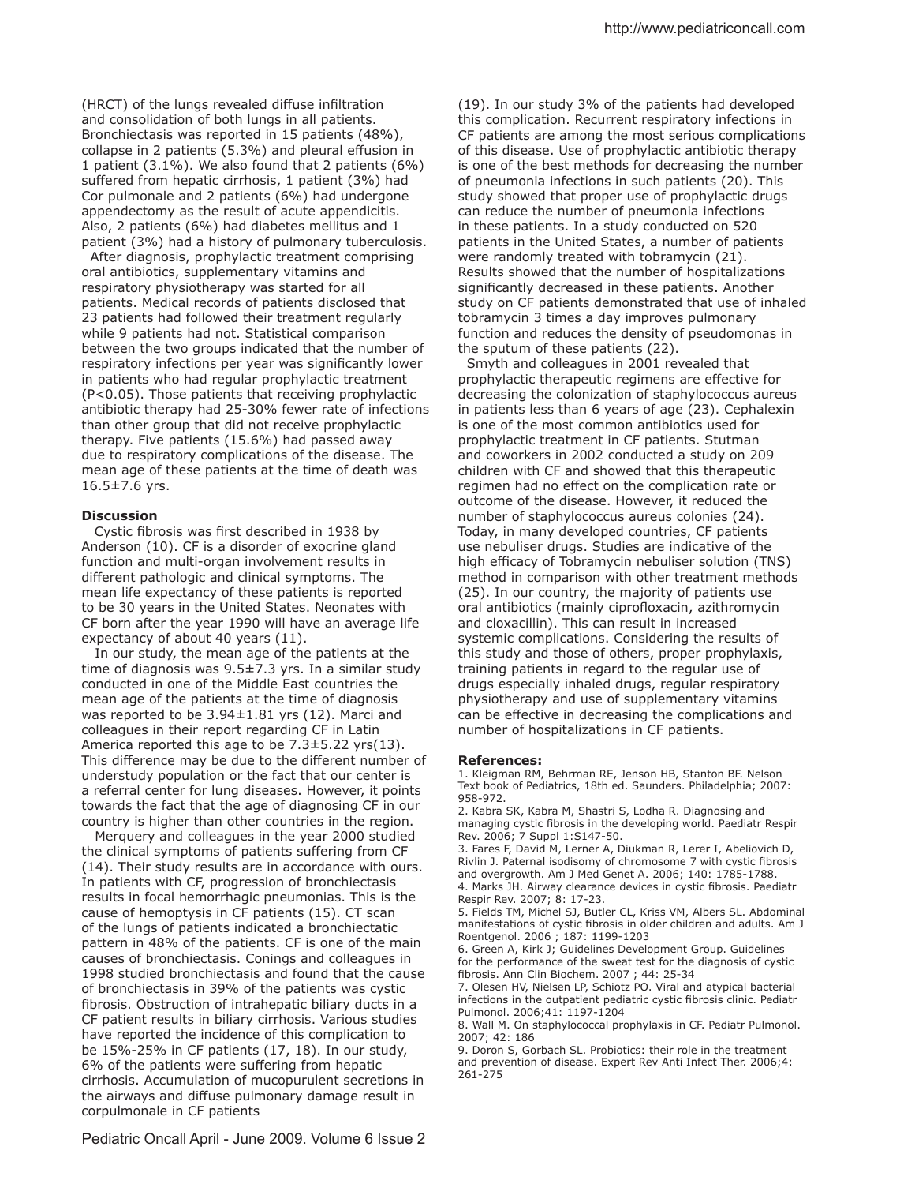(HRCT) of the lungs revealed diffuse infiltration and consolidation of both lungs in all patients. Bronchiectasis was reported in 15 patients (48%), collapse in 2 patients (5.3%) and pleural effusion in 1 patient (3.1%). We also found that 2 patients (6%) suffered from hepatic cirrhosis, 1 patient (3%) had Cor pulmonale and 2 patients (6%) had undergone appendectomy as the result of acute appendicitis. Also, 2 patients (6%) had diabetes mellitus and 1 patient (3%) had a history of pulmonary tuberculosis.

After diagnosis, prophylactic treatment comprising oral antibiotics, supplementary vitamins and respiratory physiotherapy was started for all patients. Medical records of patients disclosed that 23 patients had followed their treatment regularly while 9 patients had not. Statistical comparison between the two groups indicated that the number of respiratory infections per year was significantly lower in patients who had regular prophylactic treatment ($P<0.05$). Those patients that receiving prophylactic antibiotic therapy had 25-30% fewer rate of infections than other group that did not receive prophylactic therapy. Five patients (15.6%) had passed away due to respiratory complications of the disease. The mean age of these patients at the time of death was 16.5±7.6 yrs.

**Discussion**

Cystic fibrosis was first described in 1938 by Anderson (10). CF is a disorder of exocrine gland function and multi-organ involvement results in different pathologic and clinical symptoms. The mean life expectancy of these patients is reported to be 30 years in the United States. Neonates with CF born after the year 1990 will have an average life expectancy of about 40 years (11).

In our study, the mean age of the patients at the time of diagnosis was 9.5±7.3 yrs. In a similar study conducted in one of the Middle East countries the mean age of the patients at the time of diagnosis was reported to be 3.94±1.81 yrs (12). Marci and colleagues in their report regarding CF in Latin America reported this age to be 7.3±5.22 yrs(13). This difference may be due to the different number of understudy population or the fact that our center is a referral center for lung diseases. However, it points towards the fact that the age of diagnosing CF in our country is higher than other countries in the region.

Merquery and colleagues in the year 2000 studied the clinical symptoms of patients suffering from CF (14). Their study results are in accordance with ours. In patients with CF, progression of bronchiectasis results in focal hemorrhagic pneumonias. This is the cause of hemoptysis in CF patients (15). CT scan of the lungs of patients indicated a bronchiectatic pattern in 48% of the patients. CF is one of the main causes of bronchiectasis. Conings and colleagues in 1998 studied bronchiectasis and found that the cause of bronchiectasis in 39% of the patients was cystic fibrosis. Obstruction of intrahepatic biliary ducts in a CF patient results in biliary cirrhosis. Various studies have reported the incidence of this complication to be 15%-25% in CF patients (17, 18). In our study, 6% of the patients were suffering from hepatic cirrhosis. Accumulation of mucopurulent secretions in the airways and diffuse pulmonary damage result in corpulmonale in CF patients (19). In our study 3% of the patients had developed this complication. Recurrent respiratory infections in CF patients are among the most serious complications of this disease. Use of prophylactic antibiotic therapy is one of the best methods for decreasing the number of pneumonia infections in such patients (20). This study showed that proper use of prophylactic drugs can reduce the number of pneumonia infections in these patients. In a study conducted on 520 patients in the United States, a number of patients were randomly treated with tobramycin (21). Results showed that the number of hospitalizations significantly decreased in these patients. Another study on CF patients demonstrated that use of inhaled tobramycin 3 times a day improves pulmonary function and reduces the density of pseudomonas in the sputum of these patients (22).

Smyth and colleagues in 2001 revealed that prophylactic therapeutic regimens are effective for decreasing the colonization of staphylococcus aureus in patients less than 6 years of age (23). Cephalexin is one of the most common antibiotics used for prophylactic treatment in CF patients. Stutman and coworkers in 2002 conducted a study on 209 children with CF and showed that this therapeutic regimen had no effect on the complication rate or outcome of the disease. However, it reduced the number of staphylococcus aureus colonies (24). Today, in many developed countries, CF patients use nebuliser drugs. Studies are indicative of the high efficacy of Tobramycin nebuliser solution (TNS) method in comparison with other treatment methods (25). In our country, the majority of patients use oral antibiotics (mainly ciprofloxacin, azithromycin and cloxacillin). This can result in increased systemic complications. Considering the results of this study and those of others, proper prophylaxis, training patients in regard to the regular use of drugs especially inhaled drugs, regular respiratory physiotherapy and use of supplementary vitamins can be effective in decreasing the complications and number of hospitalizations in CF patients.

**References:**

1. Kleigman RM, Behrman RE, Jenson HB, Stanton BF. Nelson Text book of Pediatrics, 18th ed. Saunders. Philadelphia; 2007: 958-972.
2. Kabra SK, Kabra M, Shastri S, Lodha R. Diagnosing and managing cystic fibrosis in the developing world. Paediatr Respir Rev. 2006; 7 Suppl 1:S147-50.
3. Fares F, David M, Lerner A, Diukman R, Lerer I, Abeliovich D, Rivlin J. Paternal isodisomy of chromosome 7 with cystic fibrosis and overgrowth. Am J Med Genet A. 2006; 140: 1785-1788.
4. Marks JH. Airway clearance devices in cystic fibrosis. Paediatr Respir Rev. 2007; 8: 17-23.
5. Fields TM, Michel SJ, Butler CL, Kriss VM, Albers SL. Abdominal manifestations of cystic fibrosis in older children and adults. Am J Roentgenol. 2006 ; 187: 1199-1203
6. Green A, Kirk J; Guidelines Development Group. Guidelines for the performance of the sweat test for the diagnosis of cystic fibrosis. Ann Clin Biochem. 2007 ; 44: 25-34
7. Olesen HV, Nielsen LP, Schiotz PO. Viral and atypical bacterial infections in the outpatient pediatric cystic fibrosis clinic. Pediatr Pulmonol. 2006;41: 1197-1204
8. Wall M. On staphylococcal prophylaxis in CF. Pediatr Pulmonol. 2007; 42: 186
9. Doron S, Gorbach SL. Probiotics: their role in the treatment and prevention of disease. Expert Rev Anti Infect Ther. 2006;4: 261-275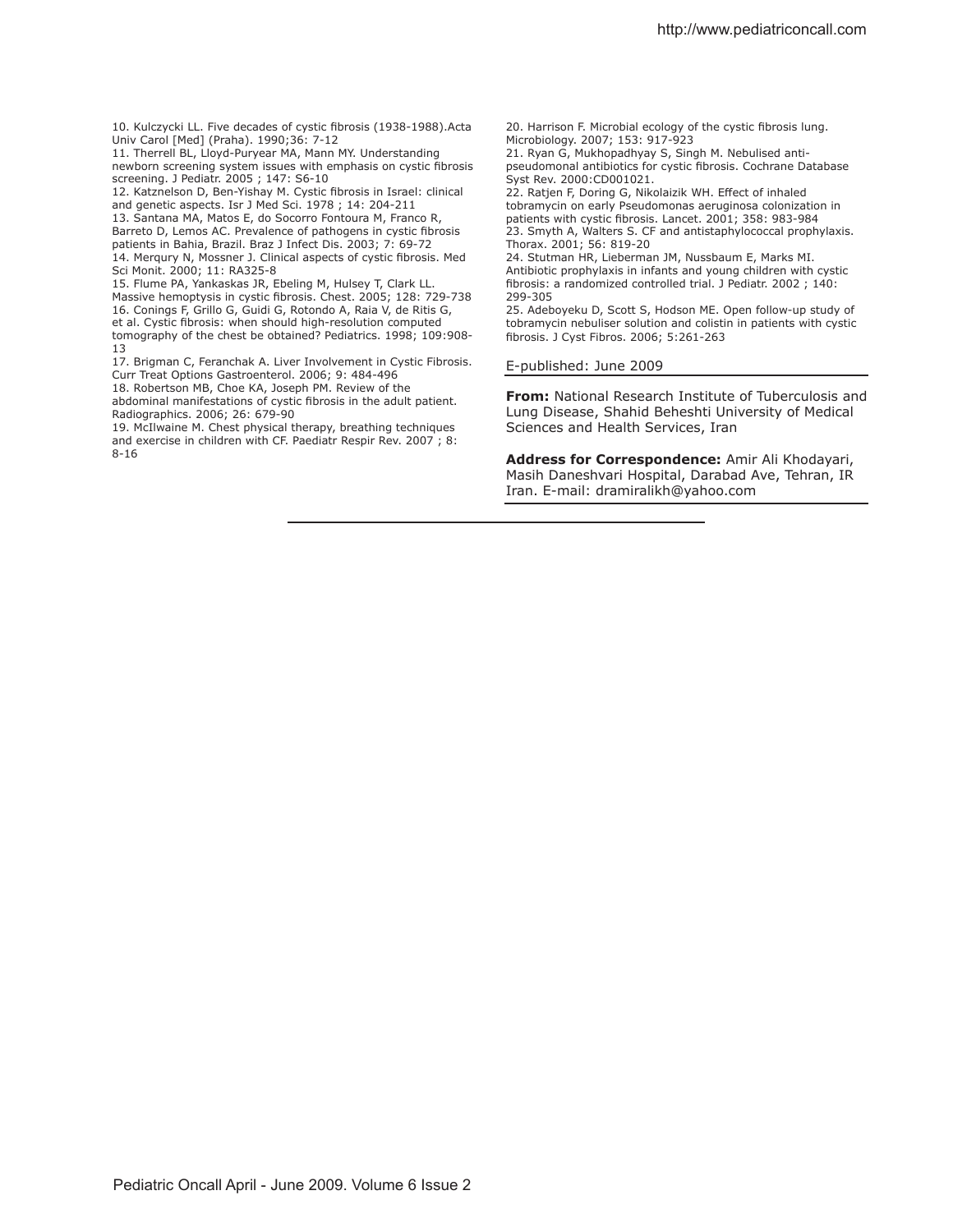10. Kulczycki LL. Five decades of cystic fibrosis (1938-1988).Acta Univ Carol [Med] (Praha). 1990;36: 7-12

11. Therrell BL, Lloyd-Puryear MA, Mann MY. Understanding newborn screening system issues with emphasis on cystic fibrosis screening. J Pediatr. 2005 ; 147: S6-10

12. Katznelson D, Ben-Yishay M. Cystic fibrosis in Israel: clinical and genetic aspects. Isr J Med Sci. 1978 ; 14: 204-211

13. Santana MA, Matos E, do Socorro Fontoura M, Franco R, Barreto D, Lemos AC. Prevalence of pathogens in cystic fibrosis patients in Bahia, Brazil. Braz J Infect Dis. 2003; 7: 69-72

14. Merqury N, Mossner J. Clinical aspects of cystic fibrosis. Med Sci Monit. 2000; 11: RA325-8

15. Flume PA, Yankaskas JR, Ebeling M, Hulsey T, Clark LL. Massive hemoptysis in cystic fibrosis. Chest. 2005; 128: 729-738

16. Conings F, Grillo G, Guidi G, Rotondo A, Raia V, de Ritis G, et al. Cystic fibrosis: when should high-resolution computed tomography of the chest be obtained? Pediatrics. 1998; 109:908-13

17. Brigman C, Feranchak A. Liver Involvement in Cystic Fibrosis. Curr Treat Options Gastroenterol. 2006; 9: 484-496

18. Robertson MB, Choe KA, Joseph PM. Review of the abdominal manifestations of cystic fibrosis in the adult patient. Radiographics. 2006; 26: 679-90

19. McIlwaine M. Chest physical therapy, breathing techniques and exercise in children with CF. Paediatr Respir Rev. 2007 ; 8: 8-16

20. Harrison F. Microbial ecology of the cystic fibrosis lung. Microbiology. 2007; 153: 917-923

21. Ryan G, Mukhopadhyay S, Singh M. Nebulised anti-pseudomonal antibiotics for cystic fibrosis. Cochrane Database Syst Rev. 2000:CD001021.

22. Ratjen F, Doring G, Nikolaizik WH. Effect of inhaled tobramycin on early Pseudomonas aeruginosa colonization in patients with cystic fibrosis. Lancet. 2001; 358: 983-984

23. Smyth A, Walters S. CF and antistaphylococcal prophylaxis. Thorax. 2001; 56: 819-20

24. Stutman HR, Lieberman JM, Nussbaum E, Marks MI. Antibiotic prophylaxis in infants and young children with cystic fibrosis: a randomized controlled trial. J Pediatr. 2002 ; 140: 299-305

25. Adeboyeku D, Scott S, Hodson ME. Open follow-up study of tobramycin nebuliser solution and colistin in patients with cystic fibrosis. J Cyst Fibros. 2006; 5:261-263

E-published: June 2009

**From:** National Research Institute of Tuberculosis and Lung Disease, Shahid Beheshti University of Medical Sciences and Health Services, Iran

**Address for Correspondence:** Amir Ali Khodayari, Masih Daneshvari Hospital, Darabad Ave, Tehran, IR Iran. E-mail: dramiralikh@yahoo.com